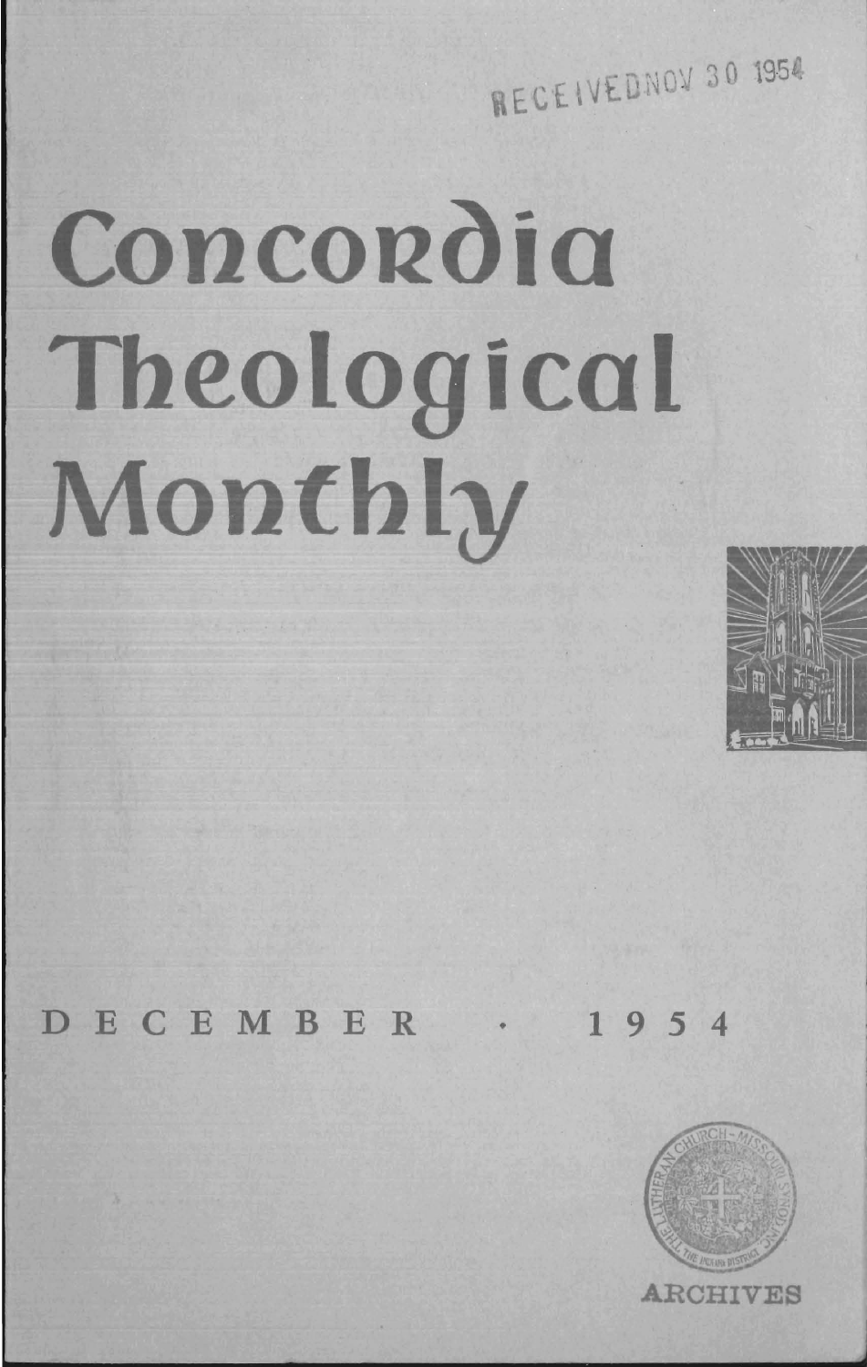RECEIVED NOV 30 1954

# Concordia Theological Monthly

DECEMBER · 1954

ARCHIVES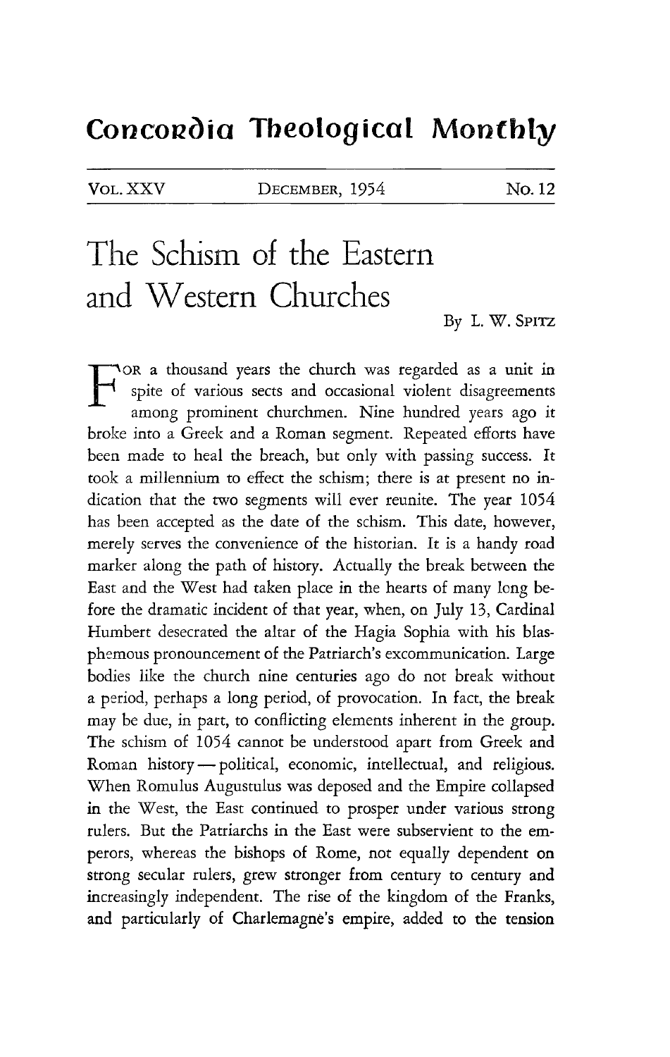# Concordia Theological Monthly

VOL. XXV — DECEMBER, 1954 — No. 12

# The Schism of the Eastern and Western Churches

By L. W. SPITZ

FOR a thousand years the church was regarded as a unit in spite of various sects and occasional violent disagreements among prominent churchmen. Nine hundred years ago it broke into a Greek and a Roman segment. Repeated efforts have been made to heal the breach, but only with passing success. It took a millennium to effect the schism; there is at present no indication that the two segments will ever reunite. The year 1054 has been accepted as the date of the schism. This date, however, merely serves the convenience of the historian. It is a handy road marker along the path of history. Actually the break between the East and the West had taken place in the hearts of many long before the dramatic incident of that year, when, on July 13, Cardinal Humbert desecrated the altar of the Hagia Sophia with his blasphemous pronouncement of the Patriarch's excommunication. Large bodies like the church nine centuries ago do not break without a period, perhaps a long period, of provocation. In fact, the break may be due, in part, to conflicting elements inherent in the group. The schism of 1054 cannot be understood apart from Greek and Roman history — political, economic, intellectual, and religious. When Romulus Augustulus was deposed and the Empire collapsed in the West, the East continued to prosper under various strong rulers. But the Patriarchs in the East were subservient to the emperors, whereas the bishops of Rome, not equally dependent on strong secular rulers, grew stronger from century to century and increasingly independent. The rise of the kingdom of the Franks, and particularly of Charlemagne's empire, added to the tension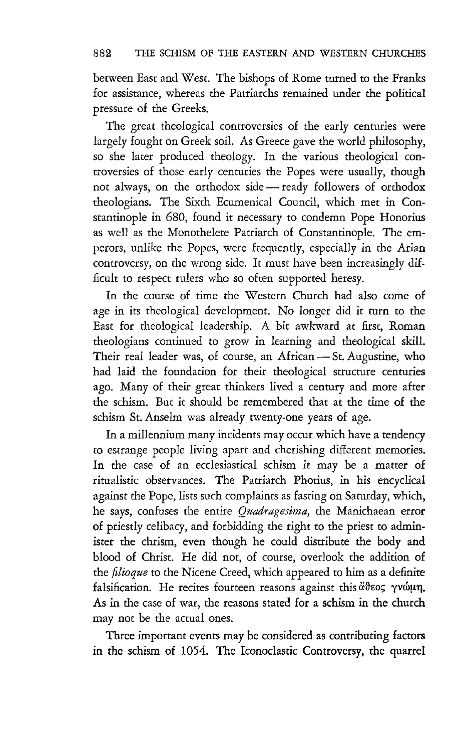between East and West. The bishops of Rome turned to the Franks for assistance, whereas the Patriarchs remained under the political pressure of the Greeks.

The great theological controversies of the early centuries were largely fought on Greek soil. As Greece gave the world philosophy, so she later produced theology. In the various theological controversies of those early centuries the Popes were usually, though not always, on the orthodox side — ready followers of orthodox theologians. The Sixth Ecumenical Council, which met in Constantinople in 680, found it necessary to condemn Pope Honorius as well as the Monothelete Patriarch of Constantinople. The emperors, unlike the Popes, were frequently, especially in the Arian controversy, on the wrong side. It must have been increasingly difficult to respect rulers who so often supported heresy.

In the course of time the Western Church had also come of age in its theological development. No longer did it turn to the East for theological leadership. A bit awkward at first, Roman theologians continued to grow in learning and theological skill. Their real leader was, of course, an African — St. Augustine, who had laid the foundation for their theological structure centuries ago. Many of their great thinkers lived a century and more after the schism. But it should be remembered that at the time of the schism St. Anselm was already twenty-one years of age.

In a millennium many incidents may occur which have a tendency to estrange people living apart and cherishing different memories. In the case of an ecclesiastical schism it may be a matter of ritualistic observances. The Patriarch Photius, in his encyclical against the Pope, lists such complaints as fasting on Saturday, which, he says, confuses the entire *Quadragesima,* the Manichaean error of priestly celibacy, and forbidding the right to the priest to administer the chrism, even though he could distribute the body and blood of Christ. He did not, of course, overlook the addition of the *filioque* to the Nicene Creed, which appeared to him as a definite falsification. He recites fourteen reasons against this ἄθεος γνώμη. As in the case of war, the reasons stated for a schism in the church may not be the actual ones.

Three important events may be considered as contributing factors in the schism of 1054. The Iconoclastic Controversy, the quarrel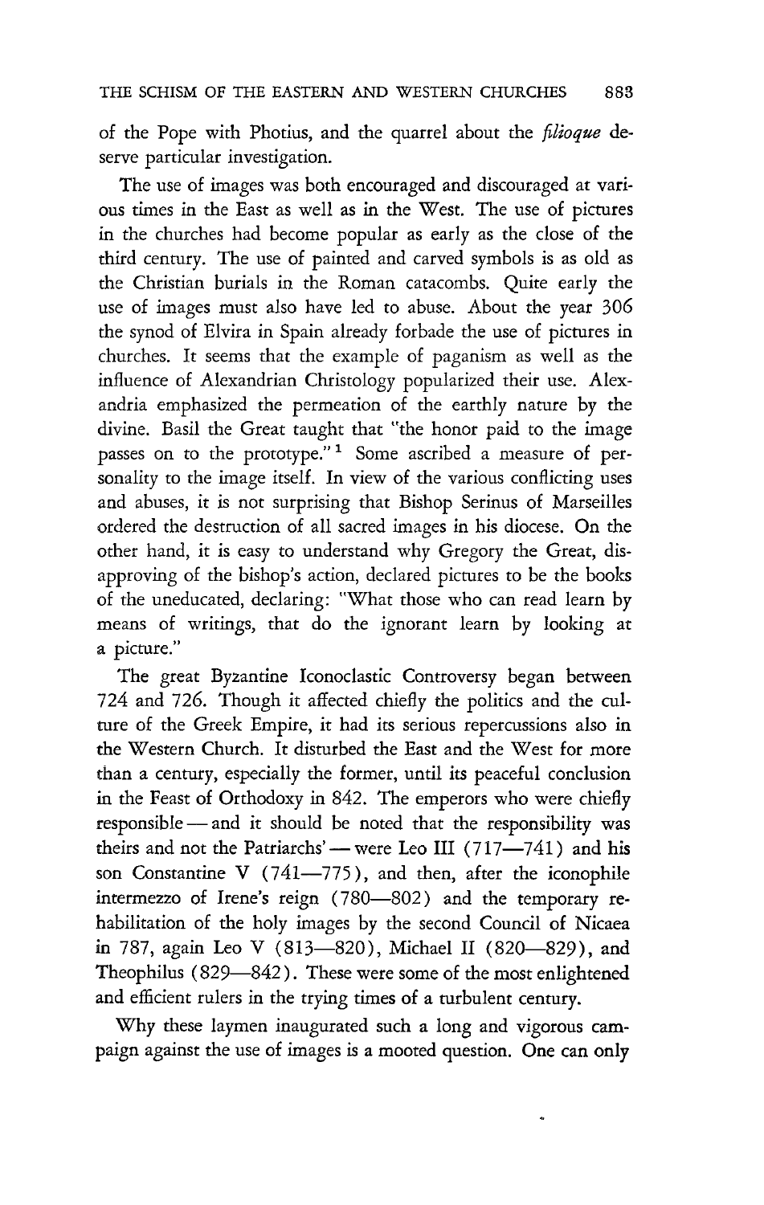of the Pope with Photius, and the quarrel about the *filioque* deserve particular investigation.

The use of images was both encouraged and discouraged at various times in the East as well as in the West. The use of pictures in the churches had become popular as early as the close of the third century. The use of painted and carved symbols is as old as the Christian burials in the Roman catacombs. Quite early the use of images must also have led to abuse. About the year 306 the synod of Elvira in Spain already forbade the use of pictures in churches. It seems that the example of paganism as well as the influence of Alexandrian Christology popularized their use. Alexandria emphasized the permeation of the earthly nature by the divine. Basil the Great taught that "the honor paid to the image passes on to the prototype."[1] Some ascribed a measure of personality to the image itself. In view of the various conflicting uses and abuses, it is not surprising that Bishop Serinus of Marseilles ordered the destruction of all sacred images in his diocese. On the other hand, it is easy to understand why Gregory the Great, disapproving of the bishop's action, declared pictures to be the books of the uneducated, declaring: "What those who can read learn by means of writings, that do the ignorant learn by looking at a picture."

The great Byzantine Iconoclastic Controversy began between 724 and 726. Though it affected chiefly the politics and the culture of the Greek Empire, it had its serious repercussions also in the Western Church. It disturbed the East and the West for more than a century, especially the former, until its peaceful conclusion in the Feast of Orthodoxy in 842. The emperors who were chiefly responsible — and it should be noted that the responsibility was theirs and not the Patriarchs' — were Leo III (717—741) and his son Constantine V (741—775), and then, after the iconophile intermezzo of Irene's reign (780—802) and the temporary rehabilitation of the holy images by the second Council of Nicaea in 787, again Leo V (813—820), Michael II (820—829), and Theophilus (829—842). These were some of the most enlightened and efficient rulers in the trying times of a turbulent century.

Why these laymen inaugurated such a long and vigorous campaign against the use of images is a mooted question. One can only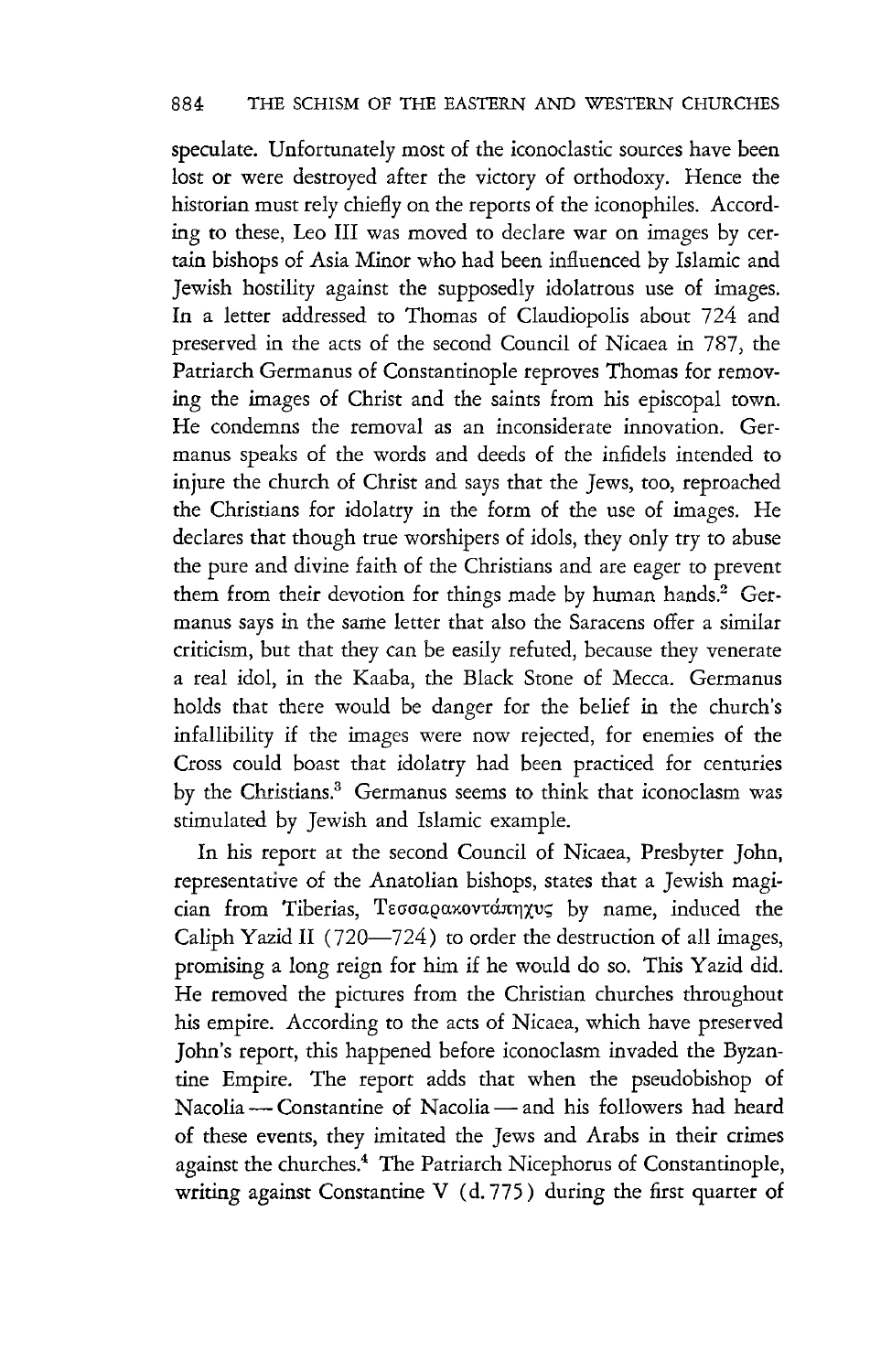speculate. Unfortunately most of the iconoclastic sources have been lost or were destroyed after the victory of orthodoxy. Hence the historian must rely chiefly on the reports of the iconophiles. According to these, Leo III was moved to declare war on images by certain bishops of Asia Minor who had been influenced by Islamic and Jewish hostility against the supposedly idolatrous use of images. In a letter addressed to Thomas of Claudiopolis about 724 and preserved in the acts of the second Council of Nicaea in 787, the Patriarch Germanus of Constantinople reproves Thomas for removing the images of Christ and the saints from his episcopal town. He condemns the removal as an inconsiderate innovation. Germanus speaks of the words and deeds of the infidels intended to injure the church of Christ and says that the Jews, too, reproached the Christians for idolatry in the form of the use of images. He declares that though true worshipers of idols, they only try to abuse the pure and divine faith of the Christians and are eager to prevent them from their devotion for things made by human hands.[2] Germanus says in the same letter that also the Saracens offer a similar criticism, but that they can be easily refuted, because they venerate a real idol, in the Kaaba, the Black Stone of Mecca. Germanus holds that there would be danger for the belief in the church's infallibility if the images were now rejected, for enemies of the Cross could boast that idolatry had been practiced for centuries by the Christians.[3] Germanus seems to think that iconoclasm was stimulated by Jewish and Islamic example.

In his report at the second Council of Nicaea, Presbyter John, representative of the Anatolian bishops, states that a Jewish magician from Tiberias, Τεσσαρακοντάπηχυς by name, induced the Caliph Yazid II (720—724) to order the destruction of all images, promising a long reign for him if he would do so. This Yazid did. He removed the pictures from the Christian churches throughout his empire. According to the acts of Nicaea, which have preserved John's report, this happened before iconoclasm invaded the Byzantine Empire. The report adds that when the pseudobishop of Nacolia — Constantine of Nacolia — and his followers had heard of these events, they imitated the Jews and Arabs in their crimes against the churches.[4] The Patriarch Nicephorus of Constantinople, writing against Constantine V (d. 775) during the first quarter of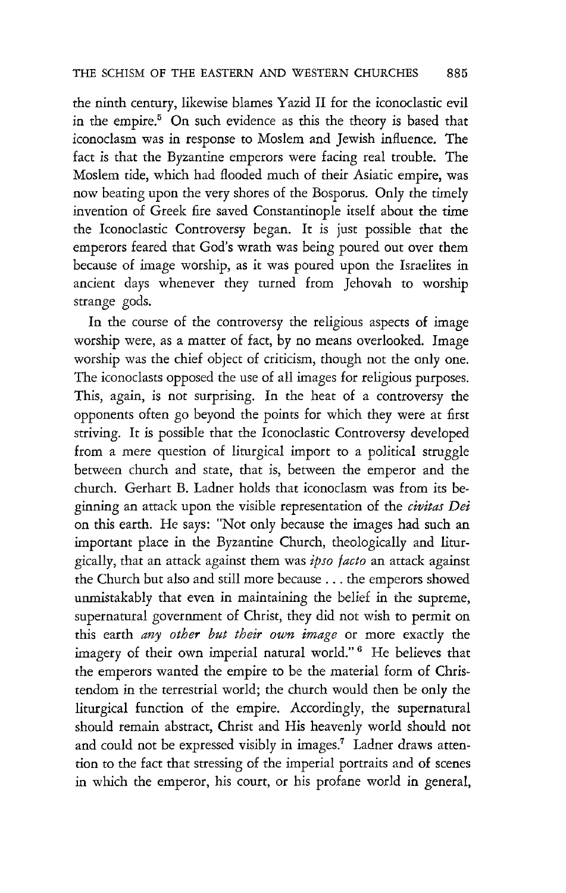the ninth century, likewise blames Yazid II for the iconoclastic evil in the empire.[5] On such evidence as this the theory is based that iconoclasm was in response to Moslem and Jewish influence. The fact is that the Byzantine emperors were facing real trouble. The Moslem tide, which had flooded much of their Asiatic empire, was now beating upon the very shores of the Bosporus. Only the timely invention of Greek fire saved Constantinople itself about the time the Iconoclastic Controversy began. It is just possible that the emperors feared that God's wrath was being poured out over them because of image worship, as it was poured upon the Israelites in ancient days whenever they turned from Jehovah to worship strange gods.

In the course of the controversy the religious aspects of image worship were, as a matter of fact, by no means overlooked. Image worship was the chief object of criticism, though not the only one. The iconoclasts opposed the use of all images for religious purposes. This, again, is not surprising. In the heat of a controversy the opponents often go beyond the points for which they were at first striving. It is possible that the Iconoclastic Controversy developed from a mere question of liturgical import to a political struggle between church and state, that is, between the emperor and the church. Gerhart B. Ladner holds that iconoclasm was from its beginning an attack upon the visible representation of the *civitas Dei* on this earth. He says: "Not only because the images had such an important place in the Byzantine Church, theologically and liturgically, that an attack against them was *ipso facto* an attack against the Church but also and still more because . . . the emperors showed unmistakably that even in maintaining the belief in the supreme, supernatural government of Christ, they did not wish to permit on this earth *any other but their own image* or more exactly the imagery of their own imperial natural world."[6] He believes that the emperors wanted the empire to be the material form of Christendom in the terrestrial world; the church would then be only the liturgical function of the empire. Accordingly, the supernatural should remain abstract, Christ and His heavenly world should not and could not be expressed visibly in images.[7] Ladner draws attention to the fact that stressing of the imperial portraits and of scenes in which the emperor, his court, or his profane world in general,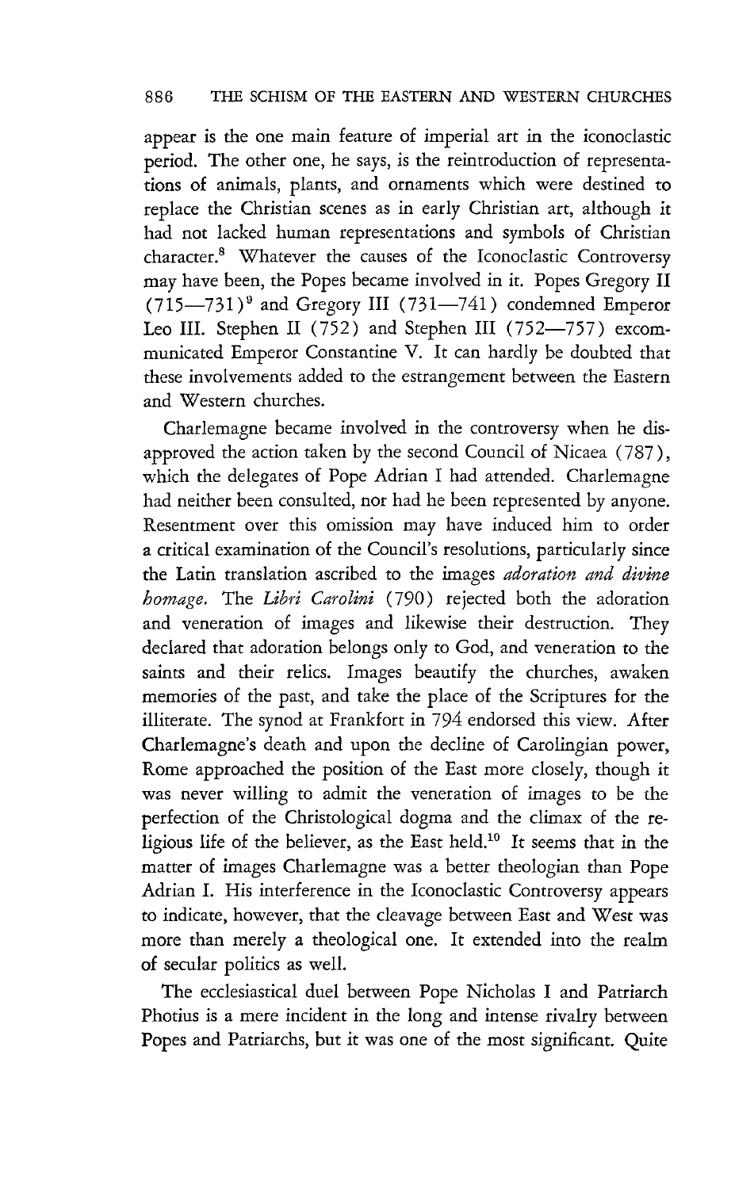appear is the one main feature of imperial art in the iconoclastic period. The other one, he says, is the reintroduction of representations of animals, plants, and ornaments which were destined to replace the Christian scenes as in early Christian art, although it had not lacked human representations and symbols of Christian character.[8] Whatever the causes of the Iconoclastic Controversy may have been, the Popes became involved in it. Popes Gregory II (715—731)[9] and Gregory III (731—741) condemned Emperor Leo III. Stephen II (752) and Stephen III (752—757) excommunicated Emperor Constantine V. It can hardly be doubted that these involvements added to the estrangement between the Eastern and Western churches.

Charlemagne became involved in the controversy when he disapproved the action taken by the second Council of Nicaea (787), which the delegates of Pope Adrian I had attended. Charlemagne had neither been consulted, nor had he been represented by anyone. Resentment over this omission may have induced him to order a critical examination of the Council's resolutions, particularly since the Latin translation ascribed to the images *adoration and divine homage.* The *Libri Carolini* (790) rejected both the adoration and veneration of images and likewise their destruction. They declared that adoration belongs only to God, and veneration to the saints and their relics. Images beautify the churches, awaken memories of the past, and take the place of the Scriptures for the illiterate. The synod at Frankfort in 794 endorsed this view. After Charlemagne's death and upon the decline of Carolingian power, Rome approached the position of the East more closely, though it was never willing to admit the veneration of images to be the perfection of the Christological dogma and the climax of the religious life of the believer, as the East held.[10] It seems that in the matter of images Charlemagne was a better theologian than Pope Adrian I. His interference in the Iconoclastic Controversy appears to indicate, however, that the cleavage between East and West was more than merely a theological one. It extended into the realm of secular politics as well.

The ecclesiastical duel between Pope Nicholas I and Patriarch Photius is a mere incident in the long and intense rivalry between Popes and Patriarchs, but it was one of the most significant. Quite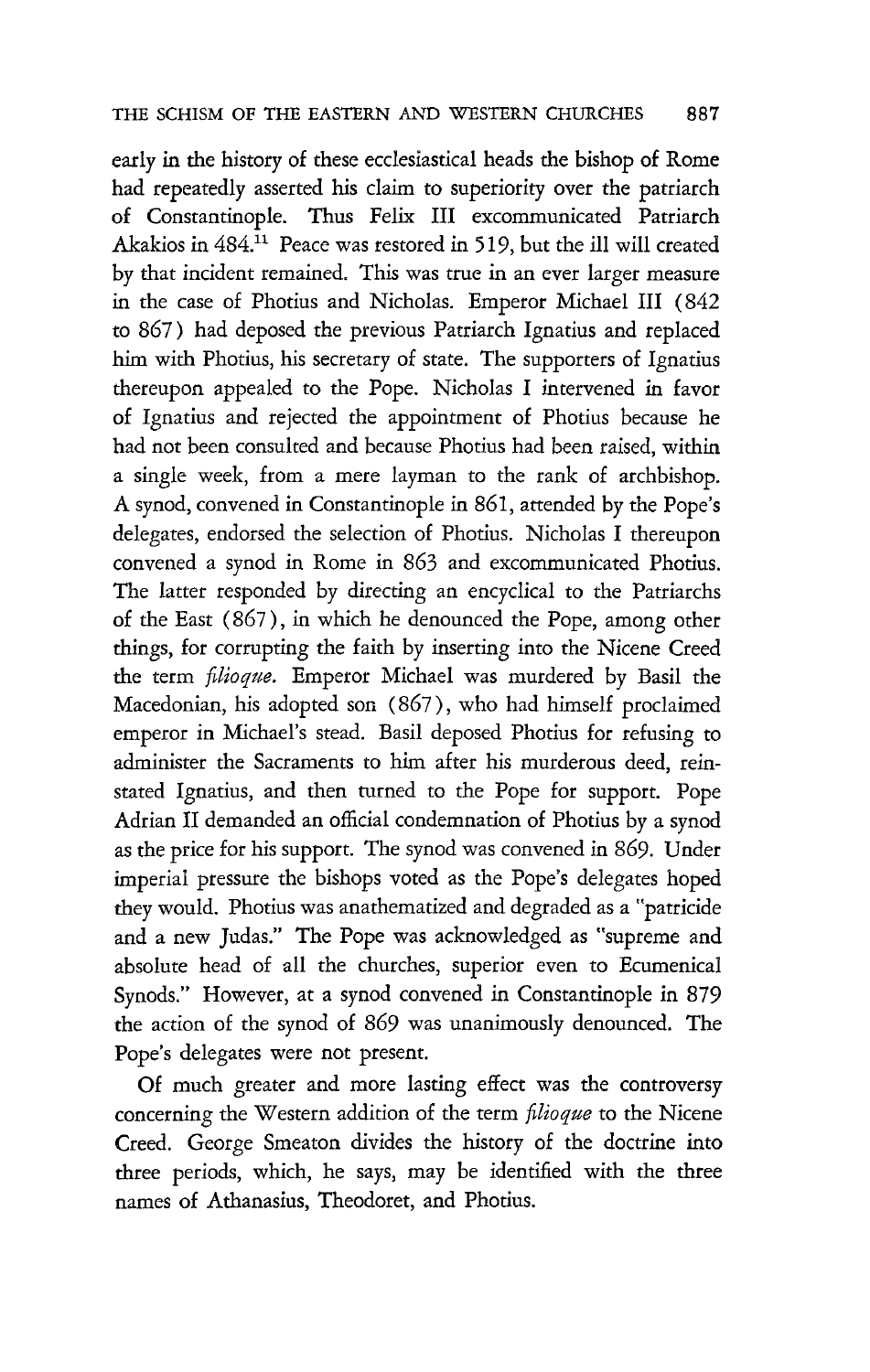early in the history of these ecclesiastical heads the bishop of Rome had repeatedly asserted his claim to superiority over the patriarch of Constantinople. Thus Felix III excommunicated Patriarch Akakios in 484.[11] Peace was restored in 519, but the ill will created by that incident remained. This was true in an ever larger measure in the case of Photius and Nicholas. Emperor Michael III (842 to 867) had deposed the previous Patriarch Ignatius and replaced him with Photius, his secretary of state. The supporters of Ignatius thereupon appealed to the Pope. Nicholas I intervened in favor of Ignatius and rejected the appointment of Photius because he had not been consulted and because Photius had been raised, within a single week, from a mere layman to the rank of archbishop. A synod, convened in Constantinople in 861, attended by the Pope's delegates, endorsed the selection of Photius. Nicholas I thereupon convened a synod in Rome in 863 and excommunicated Photius. The latter responded by directing an encyclical to the Patriarchs of the East (867), in which he denounced the Pope, among other things, for corrupting the faith by inserting into the Nicene Creed the term *filioque*. Emperor Michael was murdered by Basil the Macedonian, his adopted son (867), who had himself proclaimed emperor in Michael's stead. Basil deposed Photius for refusing to administer the Sacraments to him after his murderous deed, reinstated Ignatius, and then turned to the Pope for support. Pope Adrian II demanded an official condemnation of Photius by a synod as the price for his support. The synod was convened in 869. Under imperial pressure the bishops voted as the Pope's delegates hoped they would. Photius was anathematized and degraded as a "patricide and a new Judas." The Pope was acknowledged as "supreme and absolute head of all the churches, superior even to Ecumenical Synods." However, at a synod convened in Constantinople in 879 the action of the synod of 869 was unanimously denounced. The Pope's delegates were not present.

Of much greater and more lasting effect was the controversy concerning the Western addition of the term *filioque* to the Nicene Creed. George Smeaton divides the history of the doctrine into three periods, which, he says, may be identified with the three names of Athanasius, Theodoret, and Photius.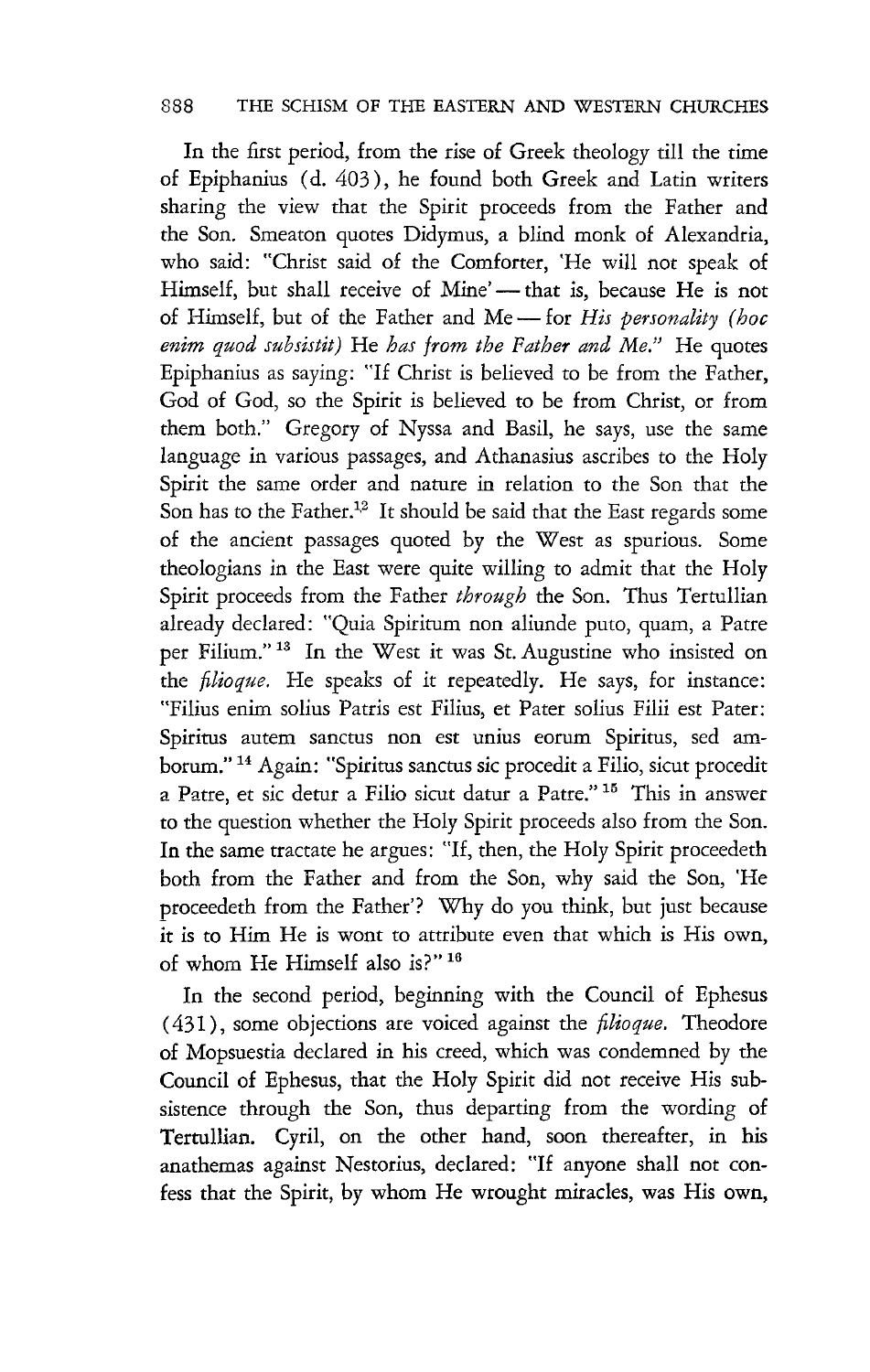In the first period, from the rise of Greek theology till the time of Epiphanius (d. 403), he found both Greek and Latin writers sharing the view that the Spirit proceeds from the Father and the Son. Smeaton quotes Didymus, a blind monk of Alexandria, who said: "Christ said of the Comforter, 'He will not speak of Himself, but shall receive of Mine' — that is, because He is not of Himself, but of the Father and Me — for *His personality (hoc enim quod subsistit)* He *has from the Father and Me.*" He quotes Epiphanius as saying: "If Christ is believed to be from the Father, God of God, so the Spirit is believed to be from Christ, or from them both." Gregory of Nyssa and Basil, he says, use the same language in various passages, and Athanasius ascribes to the Holy Spirit the same order and nature in relation to the Son that the Son has to the Father.[12] It should be said that the East regards some of the ancient passages quoted by the West as spurious. Some theologians in the East were quite willing to admit that the Holy Spirit proceeds from the Father *through* the Son. Thus Tertullian already declared: "Quia Spiritum non aliunde puto, quam, a Patre per Filium."[13] In the West it was St. Augustine who insisted on the *filioque.* He speaks of it repeatedly. He says, for instance: "Filius enim solius Patris est Filius, et Pater solius Filii est Pater: Spiritus autem sanctus non est unius eorum Spiritus, sed amborum."[14] Again: "Spiritus sanctus sic procedit a Filio, sicut procedit a Patre, et sic detur a Filio sicut datur a Patre."[15] This in answer to the question whether the Holy Spirit proceeds also from the Son. In the same tractate he argues: "If, then, the Holy Spirit proceedeth both from the Father and from the Son, why said the Son, 'He proceedeth from the Father'? Why do you think, but just because it is to Him He is wont to attribute even that which is His own, of whom He Himself also is?"[16]

In the second period, beginning with the Council of Ephesus (431), some objections are voiced against the *filioque.* Theodore of Mopsuestia declared in his creed, which was condemned by the Council of Ephesus, that the Holy Spirit did not receive His subsistence through the Son, thus departing from the wording of Tertullian. Cyril, on the other hand, soon thereafter, in his anathemas against Nestorius, declared: "If anyone shall not confess that the Spirit, by whom He wrought miracles, was His own,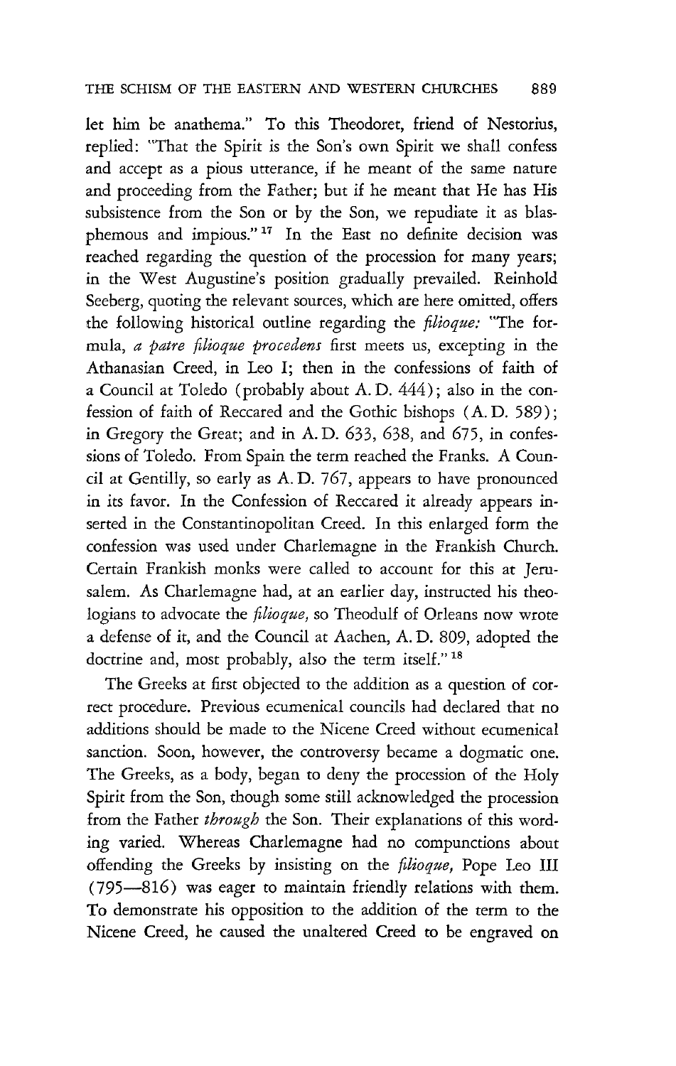let him be anathema." To this Theodoret, friend of Nestorius, replied: "That the Spirit is the Son's own Spirit we shall confess and accept as a pious utterance, if he meant of the same nature and proceeding from the Father; but if he meant that He has His subsistence from the Son or by the Son, we repudiate it as blasphemous and impious." [17] In the East no definite decision was reached regarding the question of the procession for many years; in the West Augustine's position gradually prevailed. Reinhold Seeberg, quoting the relevant sources, which are here omitted, offers the following historical outline regarding the *filioque:* "The formula, *a patre filioque procedens* first meets us, excepting in the Athanasian Creed, in Leo I; then in the confessions of faith of a Council at Toledo (probably about A. D. 444); also in the confession of faith of Reccared and the Gothic bishops (A. D. 589); in Gregory the Great; and in A. D. 633, 638, and 675, in confessions of Toledo. From Spain the term reached the Franks. A Council at Gentilly, so early as A. D. 767, appears to have pronounced in its favor. In the Confession of Reccared it already appears inserted in the Constantinopolitan Creed. In this enlarged form the confession was used under Charlemagne in the Frankish Church. Certain Frankish monks were called to account for this at Jerusalem. As Charlemagne had, at an earlier day, instructed his theologians to advocate the *filioque,* so Theodulf of Orleans now wrote a defense of it, and the Council at Aachen, A. D. 809, adopted the doctrine and, most probably, also the term itself." [18]

The Greeks at first objected to the addition as a question of correct procedure. Previous ecumenical councils had declared that no additions should be made to the Nicene Creed without ecumenical sanction. Soon, however, the controversy became a dogmatic one. The Greeks, as a body, began to deny the procession of the Holy Spirit from the Son, though some still acknowledged the procession from the Father *through* the Son. Their explanations of this wording varied. Whereas Charlemagne had no compunctions about offending the Greeks by insisting on the *filioque,* Pope Leo III (795—816) was eager to maintain friendly relations with them. To demonstrate his opposition to the addition of the term to the Nicene Creed, he caused the unaltered Creed to be engraved on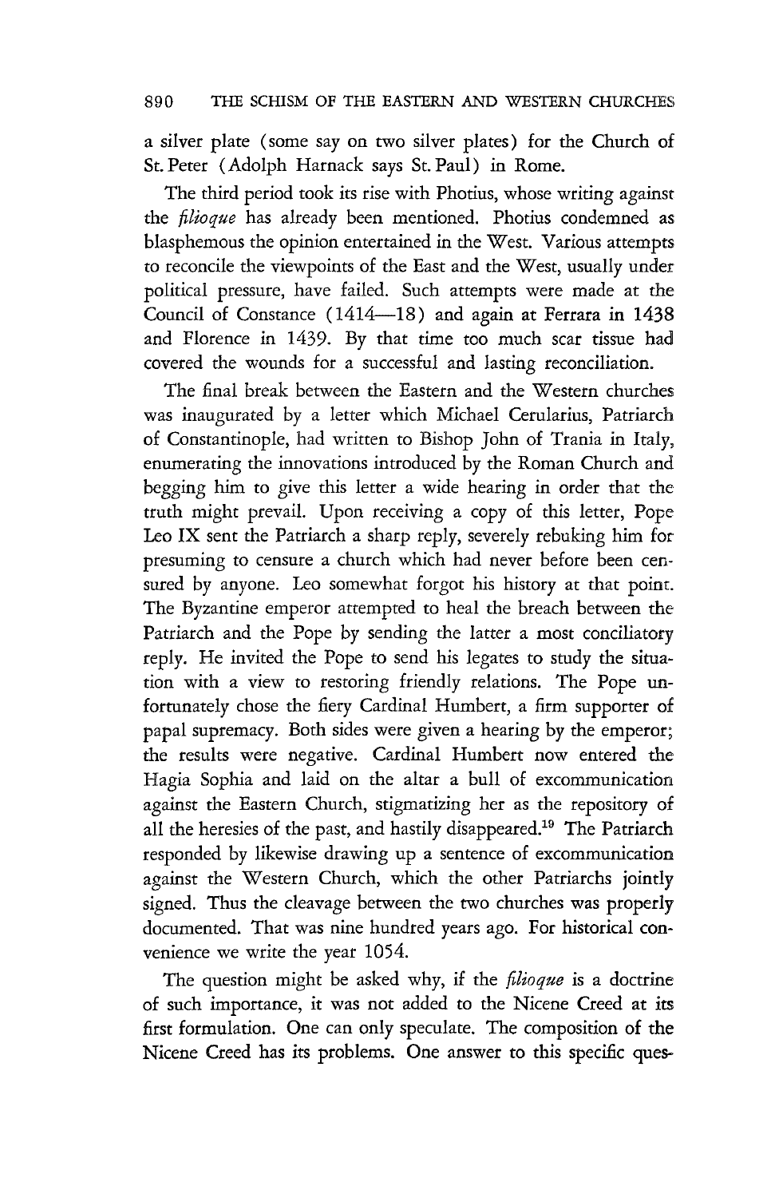a silver plate (some say on two silver plates) for the Church of St. Peter (Adolph Harnack says St. Paul) in Rome.

The third period took its rise with Photius, whose writing against the *filioque* has already been mentioned. Photius condemned as blasphemous the opinion entertained in the West. Various attempts to reconcile the viewpoints of the East and the West, usually under political pressure, have failed. Such attempts were made at the Council of Constance (1414—18) and again at Ferrara in 1438 and Florence in 1439. By that time too much scar tissue had covered the wounds for a successful and lasting reconciliation.

The final break between the Eastern and the Western churches was inaugurated by a letter which Michael Cerularius, Patriarch of Constantinople, had written to Bishop John of Trania in Italy, enumerating the innovations introduced by the Roman Church and begging him to give this letter a wide hearing in order that the truth might prevail. Upon receiving a copy of this letter, Pope Leo IX sent the Patriarch a sharp reply, severely rebuking him for presuming to censure a church which had never before been censured by anyone. Leo somewhat forgot his history at that point. The Byzantine emperor attempted to heal the breach between the Patriarch and the Pope by sending the latter a most conciliatory reply. He invited the Pope to send his legates to study the situation with a view to restoring friendly relations. The Pope unfortunately chose the fiery Cardinal Humbert, a firm supporter of papal supremacy. Both sides were given a hearing by the emperor; the results were negative. Cardinal Humbert now entered the Hagia Sophia and laid on the altar a bull of excommunication against the Eastern Church, stigmatizing her as the repository of all the heresies of the past, and hastily disappeared.[19] The Patriarch responded by likewise drawing up a sentence of excommunication against the Western Church, which the other Patriarchs jointly signed. Thus the cleavage between the two churches was properly documented. That was nine hundred years ago. For historical convenience we write the year 1054.

The question might be asked why, if the *filioque* is a doctrine of such importance, it was not added to the Nicene Creed at its first formulation. One can only speculate. The composition of the Nicene Creed has its problems. One answer to this specific ques-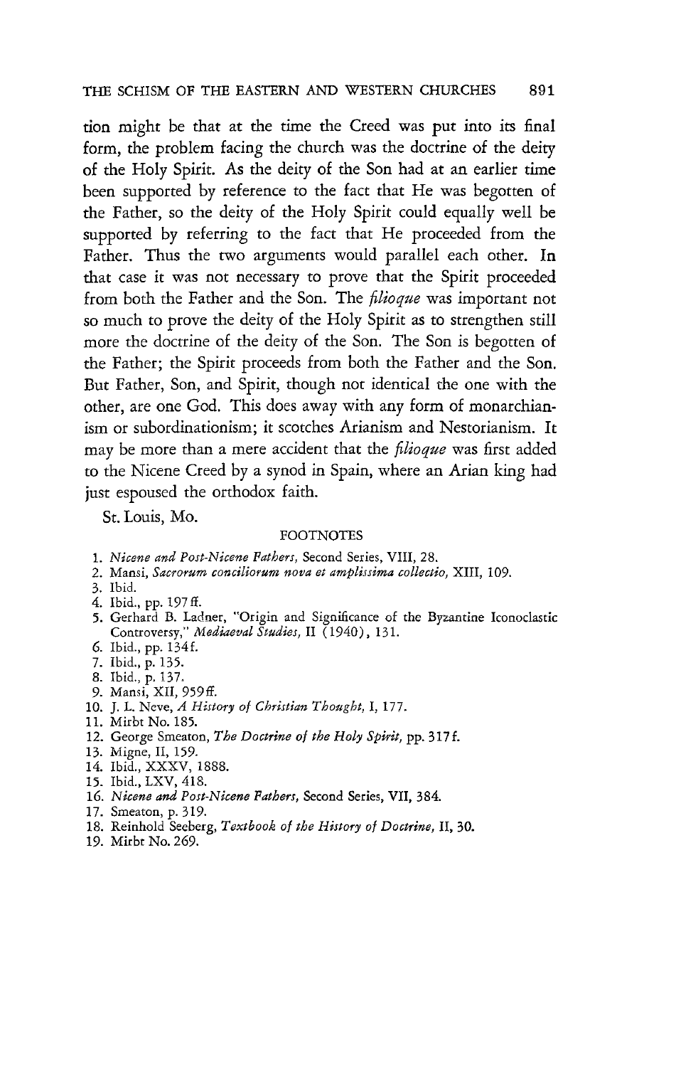tion might be that at the time the Creed was put into its final form, the problem facing the church was the doctrine of the deity of the Holy Spirit. As the deity of the Son had at an earlier time been supported by reference to the fact that He was begotten of the Father, so the deity of the Holy Spirit could equally well be supported by referring to the fact that He proceeded from the Father. Thus the two arguments would parallel each other. In that case it was not necessary to prove that the Spirit proceeded from both the Father and the Son. The *filioque* was important not so much to prove the deity of the Holy Spirit as to strengthen still more the doctrine of the deity of the Son. The Son is begotten of the Father; the Spirit proceeds from both the Father and the Son. But Father, Son, and Spirit, though not identical the one with the other, are one God. This does away with any form of monarchianism or subordinationism; it scotches Arianism and Nestorianism. It may be more than a mere accident that the *filioque* was first added to the Nicene Creed by a synod in Spain, where an Arian king had just espoused the orthodox faith.

St. Louis, Mo.

## FOOTNOTES

1. *Nicene and Post-Nicene Fathers*, Second Series, VIII, 28.
2. Mansi, *Sacrorum conciliorum nova et amplissima collectio*, XIII, 109.
3. Ibid.
4. Ibid., pp. 197 ff.
5. Gerhard B. Ladner, "Origin and Significance of the Byzantine Iconoclastic Controversy," *Mediaeval Studies*, II (1940), 131.
6. Ibid., pp. 134 f.
7. Ibid., p. 135.
8. Ibid., p. 137.
9. Mansi, XII, 959 ff.
10. J. L. Neve, *A History of Christian Thought*, I, 177.
11. Mirbt No. 185.
12. George Smeaton, *The Doctrine of the Holy Spirit*, pp. 317 f.
13. Migne, II, 159.
14. Ibid., XXXV, 1888.
15. Ibid., LXV, 418.
16. *Nicene and Post-Nicene Fathers*, Second Series, VII, 384.
17. Smeaton, p. 319.
18. Reinhold Seeberg, *Textbook of the History of Doctrine*, II, 30.
19. Mirbt No. 269.